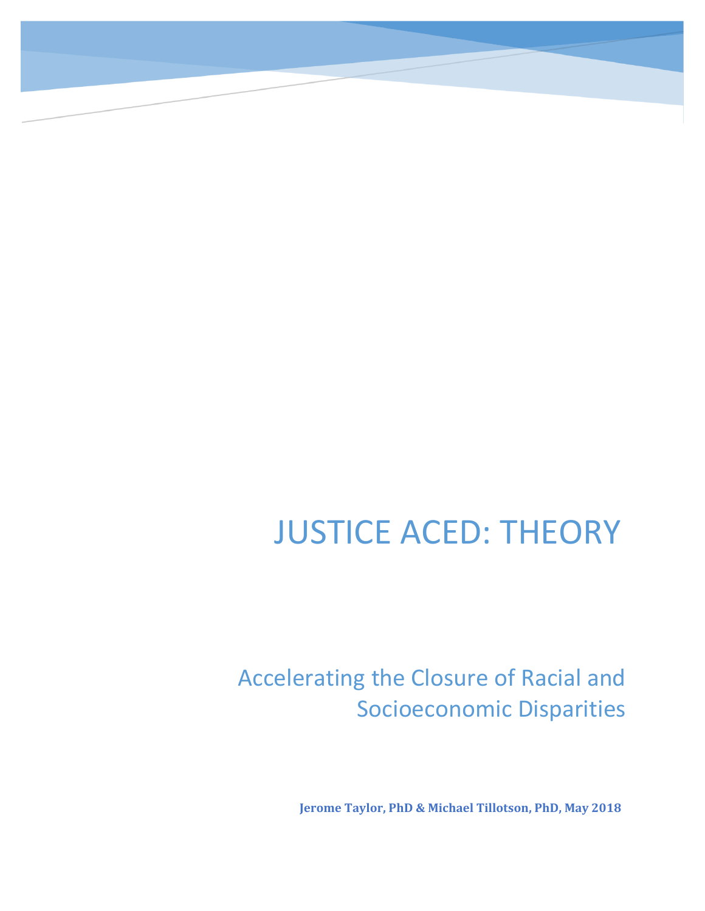# JUSTICE ACED: THEORY

## Accelerating the Closure of Racial and Socioeconomic Disparities

**Jerome Taylor, PhD & Michael Tillotson, PhD, May 2018**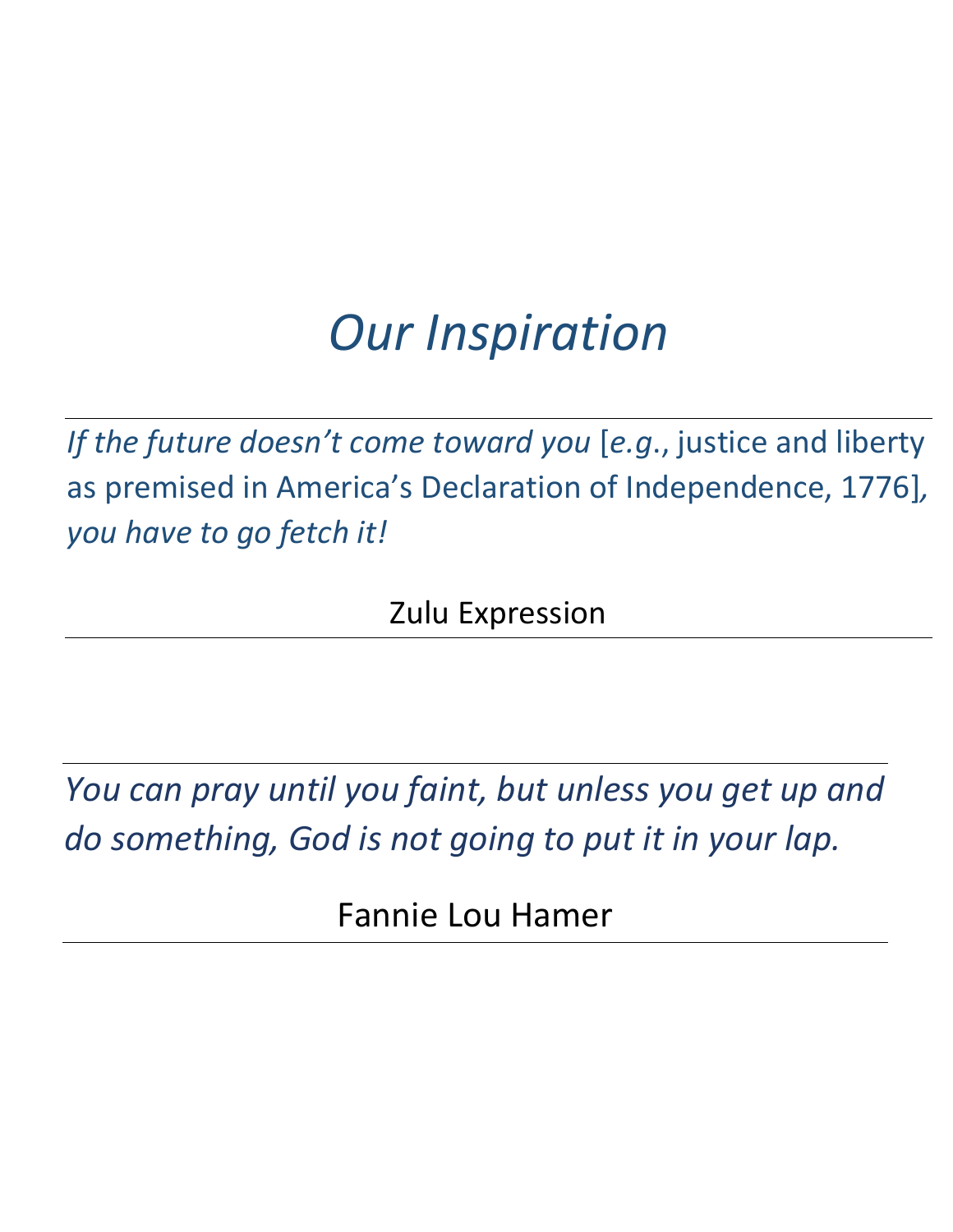# *Our Inspiration*

---

*If the future doesn't come toward you* [*e.g.*, justice and liberty as premised in America's Declaration of Independence, 1776]*, you have to go fetch it!*

Zulu Expression

---

---

*You can pray until you faint, but unless you get up and do something, God is not going to put it in your lap.*

Fannie Lou Hamer

---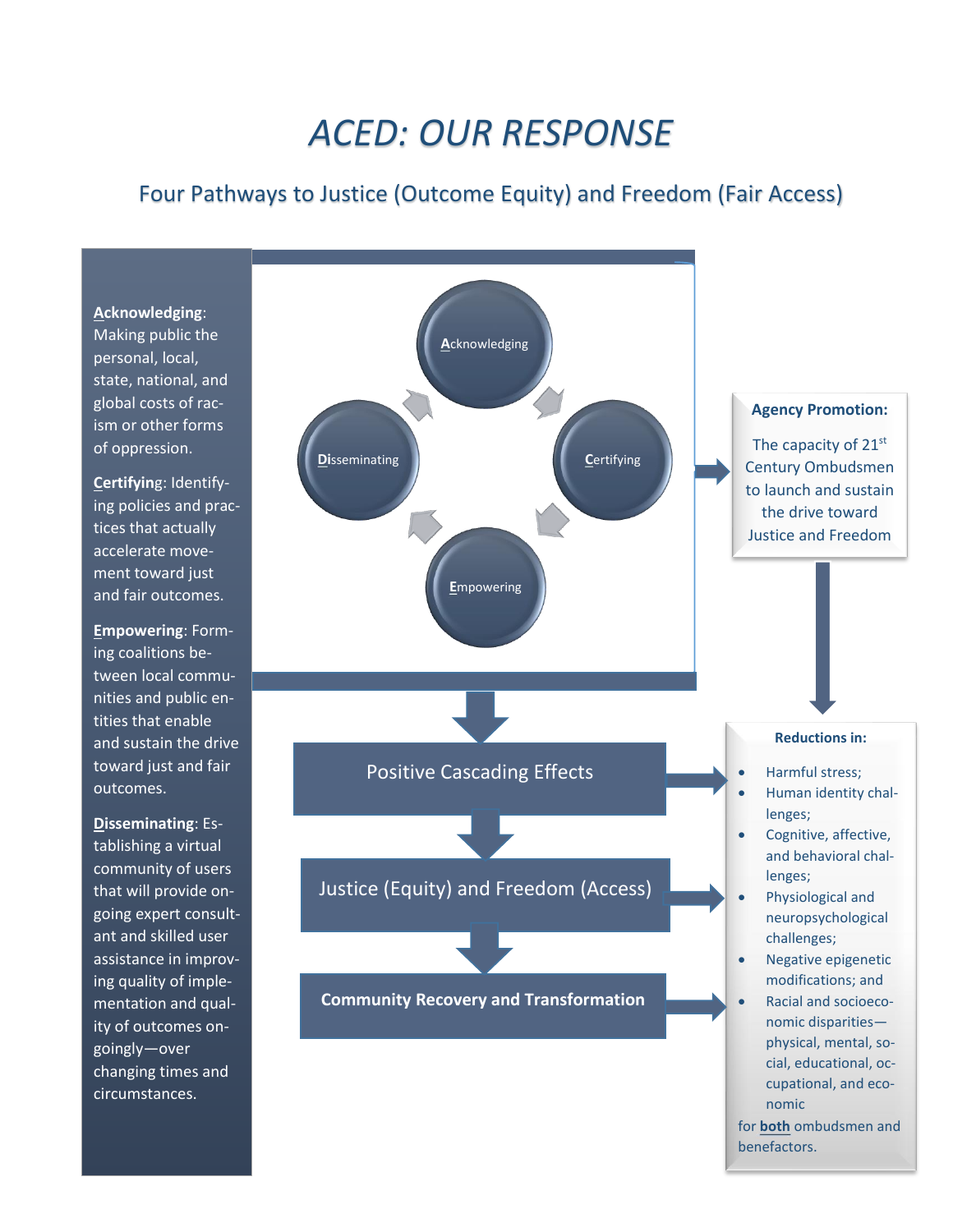# *ACED: OUR RESPONSE*

## Four Pathways to Justice (Outcome Equity) and Freedom (Fair Access)

**Acknowledging**: Making public the personal, local, state, national, and global costs of racism or other forms of oppression.

**Certifying**: Identifying policies and practices that actually accelerate movement toward just and fair outcomes.

**Empowering**: Forming coalitions between local communities and public entities that enable and sustain the drive toward just and fair outcomes.

**Disseminating**: Establishing a virtual community of users that will provide ongoing expert consultant and skilled user assistance in improving quality of implementation and quality of outcomes ongoingly—over changing times and circumstances.

Acknowledging → Certifying → Empowering → Disseminating

**Agency Promotion:**

The capacity of 21[st] Century Ombudsmen to launch and sustain the drive toward Justice and Freedom

Positive Cascading Effects

Justice (Equity) and Freedom (Access)

**Community Recovery and Transformation**

**Reductions in:**

- Harmful stress;
- Human identity challenges;
- Cognitive, affective, and behavioral challenges;
- Physiological and neuropsychological challenges;
- Negative epigenetic modifications; and
- Racial and socioeconomic disparities—physical, mental, social, educational, occupational, and economic

for **both** ombudsmen and benefactors.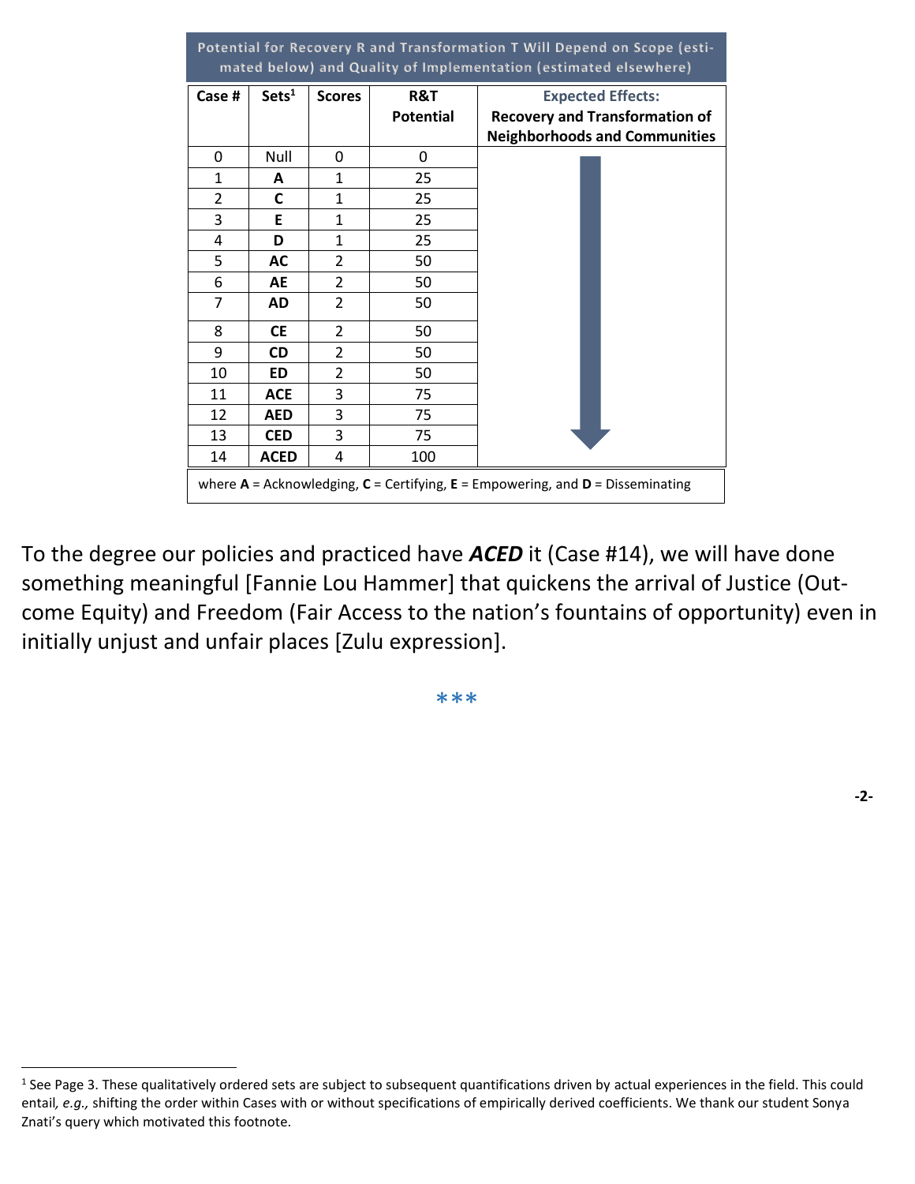Potential for Recovery R and Transformation T Will Depend on Scope (estimated below) and Quality of Implementation (estimated elsewhere)

| Case # | Sets[1] | Scores | R&T Potential | Expected Effects: Recovery and Transformation of Neighborhoods and Communities |
|---|---|---|---|---|
| 0 | Null | 0 | 0 | |
| 1 | **A** | 1 | 25 | |
| 2 | **C** | 1 | 25 | |
| 3 | **E** | 1 | 25 | |
| 4 | **D** | 1 | 25 | |
| 5 | **AC** | 2 | 50 | |
| 6 | **AE** | 2 | 50 | |
| 7 | **AD** | 2 | 50 | |
| 8 | **CE** | 2 | 50 | |
| 9 | **CD** | 2 | 50 | |
| 10 | **ED** | 2 | 50 | |
| 11 | **ACE** | 3 | 75 | |
| 12 | **AED** | 3 | 75 | |
| 13 | **CED** | 3 | 75 | |
| 14 | **ACED** | 4 | 100 | |

where **A** = Acknowledging, **C** = Certifying, **E** = Empowering, and **D** = Disseminating

To the degree our policies and practiced have ***ACED*** it (Case #14), we will have done something meaningful [Fannie Lou Hammer] that quickens the arrival of Justice (Outcome Equity) and Freedom (Fair Access to the nation's fountains of opportunity) even in initially unjust and unfair places [Zulu expression].

***

[1] See Page 3. These qualitatively ordered sets are subject to subsequent quantifications driven by actual experiences in the field. This could entail, *e.g.,* shifting the order within Cases with or without specifications of empirically derived coefficients. We thank our student Sonya Znati's query which motivated this footnote.